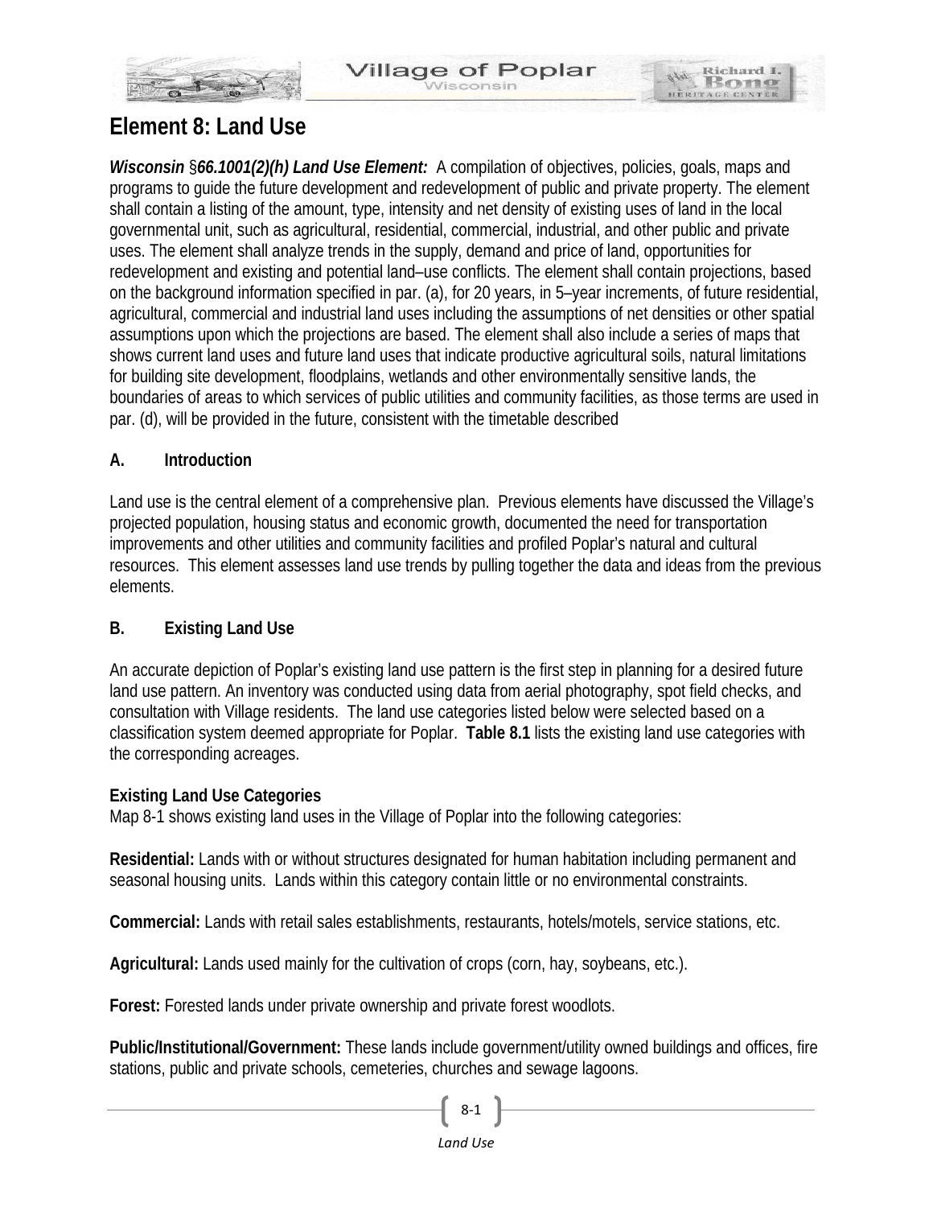# Element 8: Land Use

***Wisconsin* §*66.1001(2)(h) Land Use Element:*** A compilation of objectives, policies, goals, maps and programs to guide the future development and redevelopment of public and private property. The element shall contain a listing of the amount, type, intensity and net density of existing uses of land in the local governmental unit, such as agricultural, residential, commercial, industrial, and other public and private uses. The element shall analyze trends in the supply, demand and price of land, opportunities for redevelopment and existing and potential land–use conflicts. The element shall contain projections, based on the background information specified in par. (a), for 20 years, in 5–year increments, of future residential, agricultural, commercial and industrial land uses including the assumptions of net densities or other spatial assumptions upon which the projections are based. The element shall also include a series of maps that shows current land uses and future land uses that indicate productive agricultural soils, natural limitations for building site development, floodplains, wetlands and other environmentally sensitive lands, the boundaries of areas to which services of public utilities and community facilities, as those terms are used in par. (d), will be provided in the future, consistent with the timetable described

## A. Introduction

Land use is the central element of a comprehensive plan. Previous elements have discussed the Village's projected population, housing status and economic growth, documented the need for transportation improvements and other utilities and community facilities and profiled Poplar's natural and cultural resources. This element assesses land use trends by pulling together the data and ideas from the previous elements.

## B. Existing Land Use

An accurate depiction of Poplar's existing land use pattern is the first step in planning for a desired future land use pattern. An inventory was conducted using data from aerial photography, spot field checks, and consultation with Village residents. The land use categories listed below were selected based on a classification system deemed appropriate for Poplar. **Table 8.1** lists the existing land use categories with the corresponding acreages.

### Existing Land Use Categories

Map 8-1 shows existing land uses in the Village of Poplar into the following categories:

**Residential:** Lands with or without structures designated for human habitation including permanent and seasonal housing units. Lands within this category contain little or no environmental constraints.

**Commercial:** Lands with retail sales establishments, restaurants, hotels/motels, service stations, etc.

**Agricultural:** Lands used mainly for the cultivation of crops (corn, hay, soybeans, etc.).

**Forest:** Forested lands under private ownership and private forest woodlots.

**Public/Institutional/Government:** These lands include government/utility owned buildings and offices, fire stations, public and private schools, cemeteries, churches and sewage lagoons.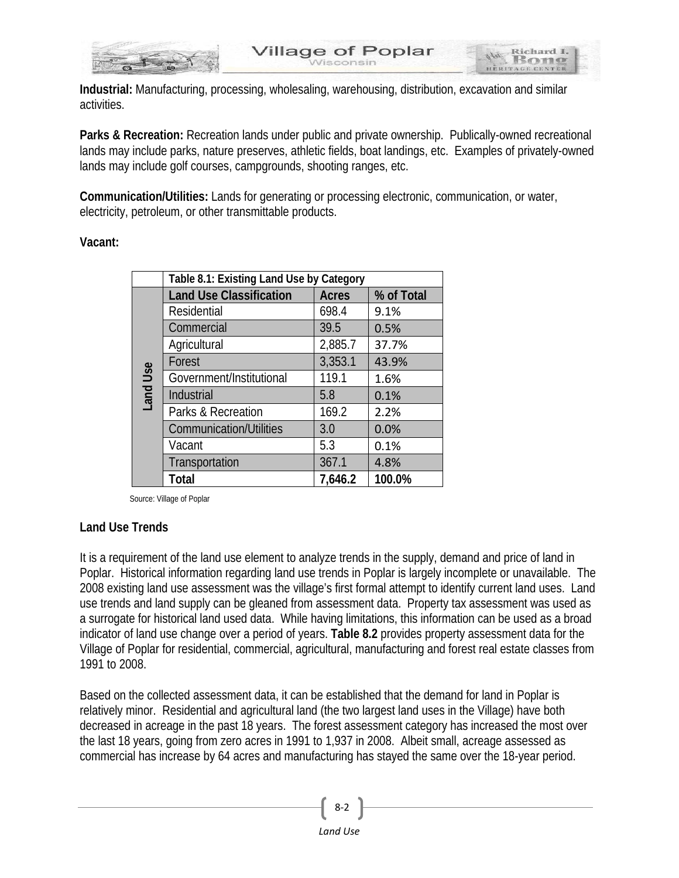**Industrial:** Manufacturing, processing, wholesaling, warehousing, distribution, excavation and similar activities.

**Parks & Recreation:** Recreation lands under public and private ownership. Publically-owned recreational lands may include parks, nature preserves, athletic fields, boat landings, etc. Examples of privately-owned lands may include golf courses, campgrounds, shooting ranges, etc.

**Communication/Utilities:** Lands for generating or processing electronic, communication, or water, electricity, petroleum, or other transmittable products.

**Vacant:**

| | Table 8.1: Existing Land Use by Category | | |
|---|---|---|---|
| | **Land Use Classification** | **Acres** | **% of Total** |
| Land Use | Residential | 698.4 | 9.1% |
| | Commercial | 39.5 | 0.5% |
| | Agricultural | 2,885.7 | 37.7% |
| | Forest | 3,353.1 | 43.9% |
| | Government/Institutional | 119.1 | 1.6% |
| | Industrial | 5.8 | 0.1% |
| | Parks & Recreation | 169.2 | 2.2% |
| | Communication/Utilities | 3.0 | 0.0% |
| | Vacant | 5.3 | 0.1% |
| | Transportation | 367.1 | 4.8% |
| | **Total** | **7,646.2** | **100.0%** |

Source: Village of Poplar

## Land Use Trends

It is a requirement of the land use element to analyze trends in the supply, demand and price of land in Poplar. Historical information regarding land use trends in Poplar is largely incomplete or unavailable. The 2008 existing land use assessment was the village's first formal attempt to identify current land uses. Land use trends and land supply can be gleaned from assessment data. Property tax assessment was used as a surrogate for historical land used data. While having limitations, this information can be used as a broad indicator of land use change over a period of years. **Table 8.2** provides property assessment data for the Village of Poplar for residential, commercial, agricultural, manufacturing and forest real estate classes from 1991 to 2008.

Based on the collected assessment data, it can be established that the demand for land in Poplar is relatively minor. Residential and agricultural land (the two largest land uses in the Village) have both decreased in acreage in the past 18 years. The forest assessment category has increased the most over the last 18 years, going from zero acres in 1991 to 1,937 in 2008. Albeit small, acreage assessed as commercial has increase by 64 acres and manufacturing has stayed the same over the 18-year period.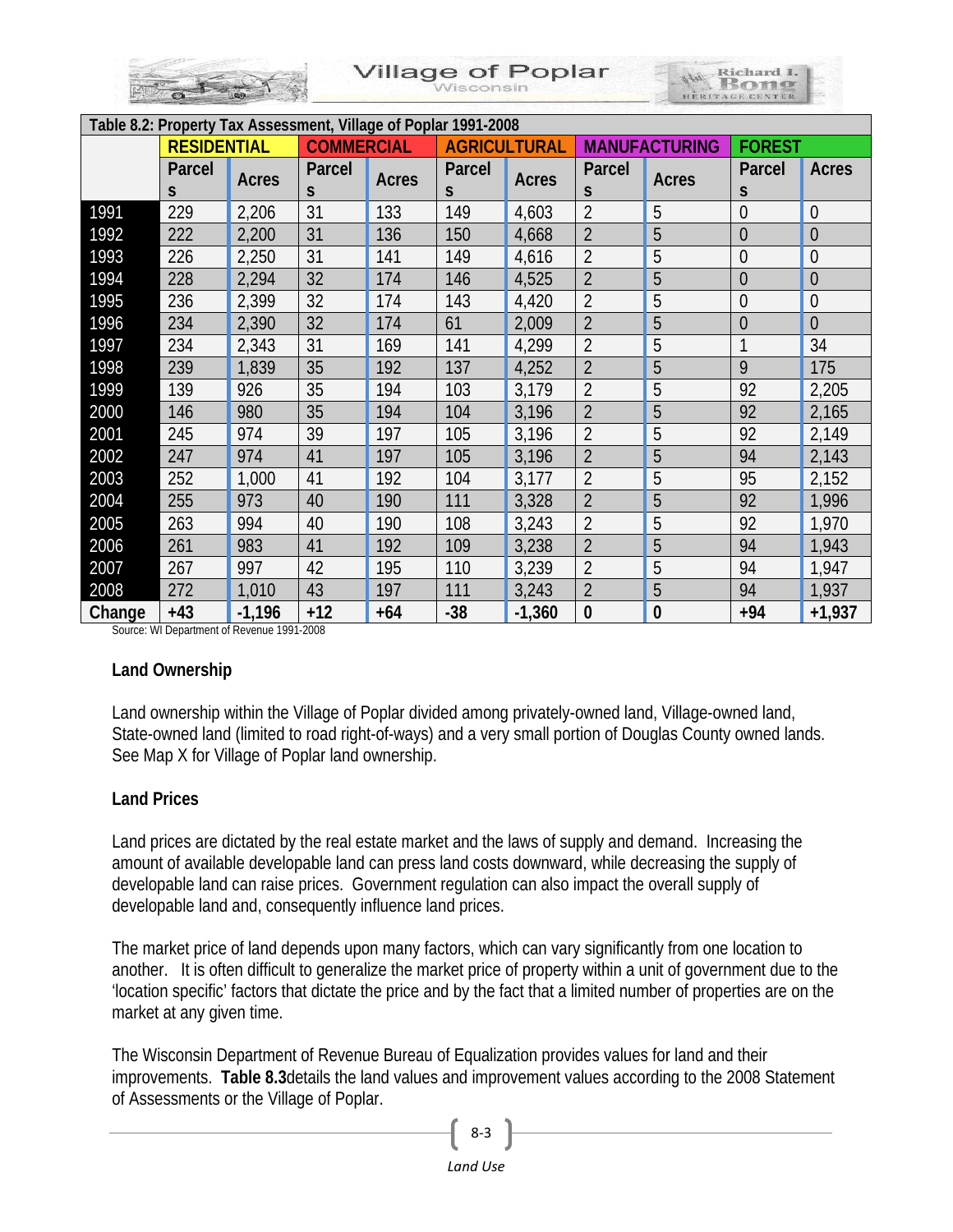| Table 8.2: Property Tax Assessment, Village of Poplar 1991-2008 | | | | | | | | | | |
|---|---|---|---|---|---|---|---|---|---|---|
| | RESIDENTIAL | | COMMERCIAL | | AGRICULTURAL | | MANUFACTURING | | FOREST | |
| | Parcels | Acres | Parcels | Acres | Parcels | Acres | Parcels | Acres | Parcels | Acres |
| 1991 | 229 | 2,206 | 31 | 133 | 149 | 4,603 | 2 | 5 | 0 | 0 |
| 1992 | 222 | 2,200 | 31 | 136 | 150 | 4,668 | 2 | 5 | 0 | 0 |
| 1993 | 226 | 2,250 | 31 | 141 | 149 | 4,616 | 2 | 5 | 0 | 0 |
| 1994 | 228 | 2,294 | 32 | 174 | 146 | 4,525 | 2 | 5 | 0 | 0 |
| 1995 | 236 | 2,399 | 32 | 174 | 143 | 4,420 | 2 | 5 | 0 | 0 |
| 1996 | 234 | 2,390 | 32 | 174 | 61 | 2,009 | 2 | 5 | 0 | 0 |
| 1997 | 234 | 2,343 | 31 | 169 | 141 | 4,299 | 2 | 5 | 1 | 34 |
| 1998 | 239 | 1,839 | 35 | 192 | 137 | 4,252 | 2 | 5 | 9 | 175 |
| 1999 | 139 | 926 | 35 | 194 | 103 | 3,179 | 2 | 5 | 92 | 2,205 |
| 2000 | 146 | 980 | 35 | 194 | 104 | 3,196 | 2 | 5 | 92 | 2,165 |
| 2001 | 245 | 974 | 39 | 197 | 105 | 3,196 | 2 | 5 | 92 | 2,149 |
| 2002 | 247 | 974 | 41 | 197 | 105 | 3,196 | 2 | 5 | 94 | 2,143 |
| 2003 | 252 | 1,000 | 41 | 192 | 104 | 3,177 | 2 | 5 | 95 | 2,152 |
| 2004 | 255 | 973 | 40 | 190 | 111 | 3,328 | 2 | 5 | 92 | 1,996 |
| 2005 | 263 | 994 | 40 | 190 | 108 | 3,243 | 2 | 5 | 92 | 1,970 |
| 2006 | 261 | 983 | 41 | 192 | 109 | 3,238 | 2 | 5 | 94 | 1,943 |
| 2007 | 267 | 997 | 42 | 195 | 110 | 3,239 | 2 | 5 | 94 | 1,947 |
| 2008 | 272 | 1,010 | 43 | 197 | 111 | 3,243 | 2 | 5 | 94 | 1,937 |
| **Change** | **+43** | **-1,196** | **+12** | **+64** | **-38** | **-1,360** | **0** | **0** | **+94** | **+1,937** |

Source: WI Department of Revenue 1991-2008

### Land Ownership

Land ownership within the Village of Poplar divided among privately-owned land, Village-owned land, State-owned land (limited to road right-of-ways) and a very small portion of Douglas County owned lands. See Map X for Village of Poplar land ownership.

### Land Prices

Land prices are dictated by the real estate market and the laws of supply and demand. Increasing the amount of available developable land can press land costs downward, while decreasing the supply of developable land can raise prices. Government regulation can also impact the overall supply of developable land and, consequently influence land prices.

The market price of land depends upon many factors, which can vary significantly from one location to another. It is often difficult to generalize the market price of property within a unit of government due to the 'location specific' factors that dictate the price and by the fact that a limited number of properties are on the market at any given time.

The Wisconsin Department of Revenue Bureau of Equalization provides values for land and their improvements. **Table 8.3**details the land values and improvement values according to the 2008 Statement of Assessments or the Village of Poplar.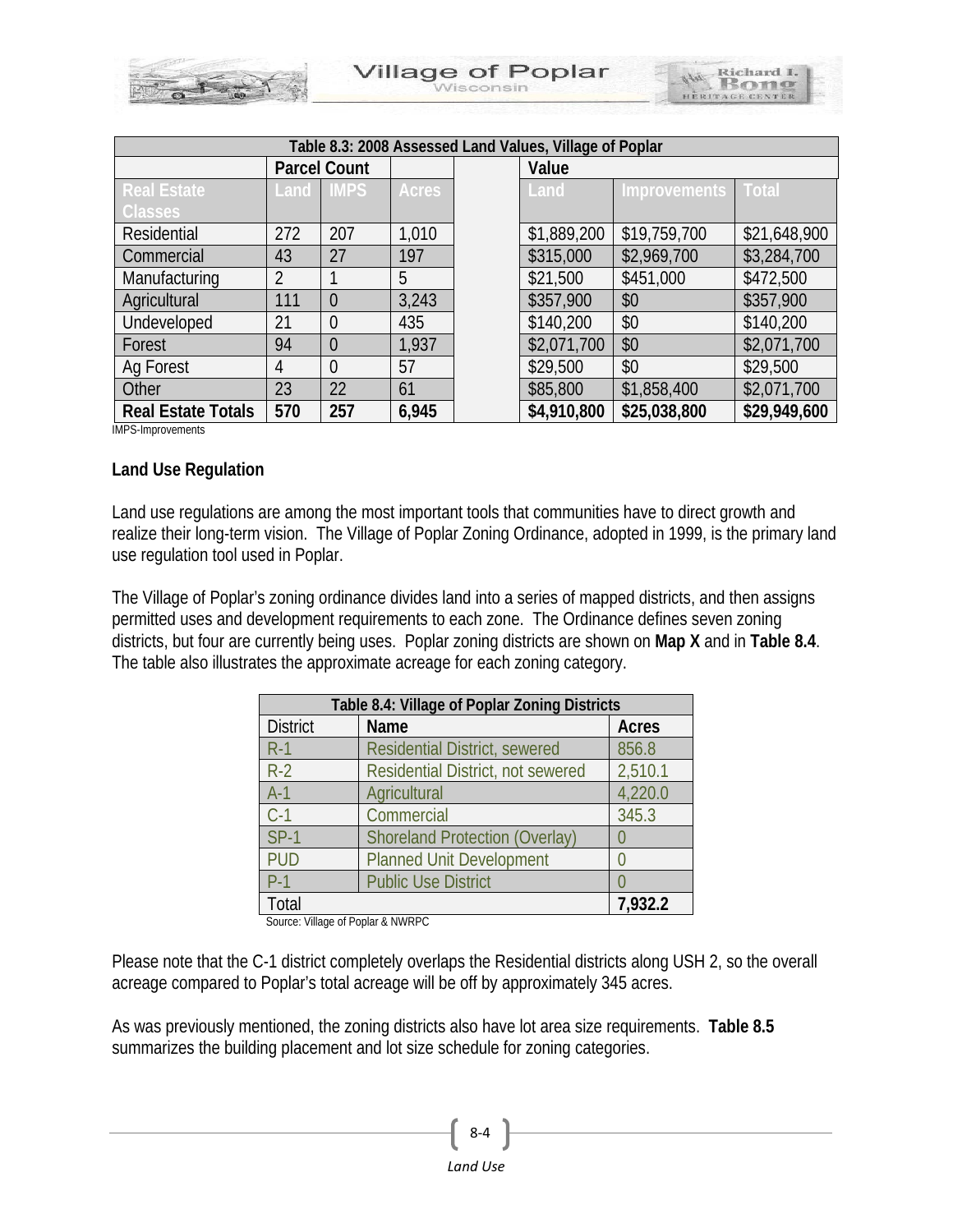| Table 8.3: 2008 Assessed Land Values, Village of Poplar | | | | | | | |
|---|---|---|---|---|---|---|---|
| | Parcel Count | | | | Value | | |
| Real Estate Classes | Land | IMPS | Acres | | Land | Improvements | Total |
| Residential | 272 | 207 | 1,010 | | $1,889,200 | $19,759,700 | $21,648,900 |
| Commercial | 43 | 27 | 197 | | $315,000 | $2,969,700 | $3,284,700 |
| Manufacturing | 2 | 1 | 5 | | $21,500 | $451,000 | $472,500 |
| Agricultural | 111 | 0 | 3,243 | | $357,900 | $0 | $357,900 |
| Undeveloped | 21 | 0 | 435 | | $140,200 | $0 | $140,200 |
| Forest | 94 | 0 | 1,937 | | $2,071,700 | $0 | $2,071,700 |
| Ag Forest | 4 | 0 | 57 | | $29,500 | $0 | $29,500 |
| Other | 23 | 22 | 61 | | $85,800 | $1,858,400 | $2,071,700 |
| **Real Estate Totals** | **570** | **257** | **6,945** | | **$4,910,800** | **$25,038,800** | **$29,949,600** |

IMPS-Improvements

### Land Use Regulation

Land use regulations are among the most important tools that communities have to direct growth and realize their long-term vision. The Village of Poplar Zoning Ordinance, adopted in 1999, is the primary land use regulation tool used in Poplar.

The Village of Poplar's zoning ordinance divides land into a series of mapped districts, and then assigns permitted uses and development requirements to each zone. The Ordinance defines seven zoning districts, but four are currently being uses. Poplar zoning districts are shown on **Map X** and in **Table 8.4**. The table also illustrates the approximate acreage for each zoning category.

| Table 8.4: Village of Poplar Zoning Districts | | |
|---|---|---|
| District | Name | Acres |
| R-1 | Residential District, sewered | 856.8 |
| R-2 | Residential District, not sewered | 2,510.1 |
| A-1 | Agricultural | 4,220.0 |
| C-1 | Commercial | 345.3 |
| SP-1 | Shoreland Protection (Overlay) | 0 |
| PUD | Planned Unit Development | 0 |
| P-1 | Public Use District | 0 |
| Total | | **7,932.2** |

Source: Village of Poplar & NWRPC

Please note that the C-1 district completely overlaps the Residential districts along USH 2, so the overall acreage compared to Poplar's total acreage will be off by approximately 345 acres.

As was previously mentioned, the zoning districts also have lot area size requirements. **Table 8.5** summarizes the building placement and lot size schedule for zoning categories.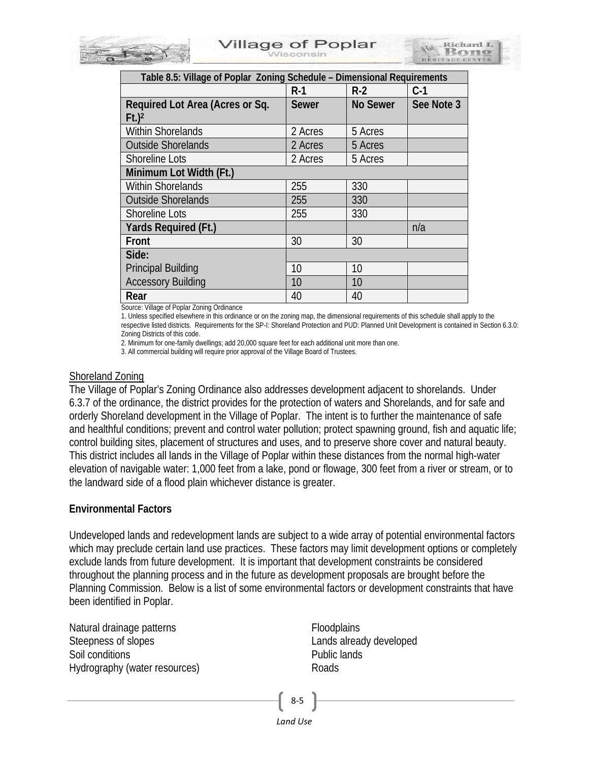| Table 8.5: Village of Poplar Zoning Schedule – Dimensional Requirements | | | |
|---|---|---|---|
| | R-1 | R-2 | C-1 |
| **Required Lot Area (Acres or Sq. Ft.)[2]** | **Sewer** | **No Sewer** | **See Note 3** |
| Within Shorelands | 2 Acres | 5 Acres | |
| Outside Shorelands | 2 Acres | 5 Acres | |
| Shoreline Lots | 2 Acres | 5 Acres | |
| **Minimum Lot Width (Ft.)** | | | |
| Within Shorelands | 255 | 330 | |
| Outside Shorelands | 255 | 330 | |
| Shoreline Lots | 255 | 330 | |
| **Yards Required (Ft.)** | | | n/a |
| **Front** | 30 | 30 | |
| **Side:** | | | |
| Principal Building | 10 | 10 | |
| Accessory Building | 10 | 10 | |
| **Rear** | 40 | 40 | |

Source: Village of Poplar Zoning Ordinance

1. Unless specified elsewhere in this ordinance or on the zoning map, the dimensional requirements of this schedule shall apply to the respective listed districts. Requirements for the SP-I: Shoreland Protection and PUD: Planned Unit Development is contained in Section 6.3.0: Zoning Districts of this code.
2. Minimum for one-family dwellings; add 20,000 square feet for each additional unit more than one.
3. All commercial building will require prior approval of the Village Board of Trustees.

Shoreland Zoning

The Village of Poplar's Zoning Ordinance also addresses development adjacent to shorelands. Under 6.3.7 of the ordinance, the district provides for the protection of waters and Shorelands, and for safe and orderly Shoreland development in the Village of Poplar. The intent is to further the maintenance of safe and healthful conditions; prevent and control water pollution; protect spawning ground, fish and aquatic life; control building sites, placement of structures and uses, and to preserve shore cover and natural beauty. This district includes all lands in the Village of Poplar within these distances from the normal high-water elevation of navigable water: 1,000 feet from a lake, pond or flowage, 300 feet from a river or stream, or to the landward side of a flood plain whichever distance is greater.

**Environmental Factors**

Undeveloped lands and redevelopment lands are subject to a wide array of potential environmental factors which may preclude certain land use practices. These factors may limit development options or completely exclude lands from future development. It is important that development constraints be considered throughout the planning process and in the future as development proposals are brought before the Planning Commission. Below is a list of some environmental factors or development constraints that have been identified in Poplar.

- Natural drainage patterns
- Steepness of slopes
- Soil conditions
- Hydrography (water resources)
- Floodplains
- Lands already developed
- Public lands
- Roads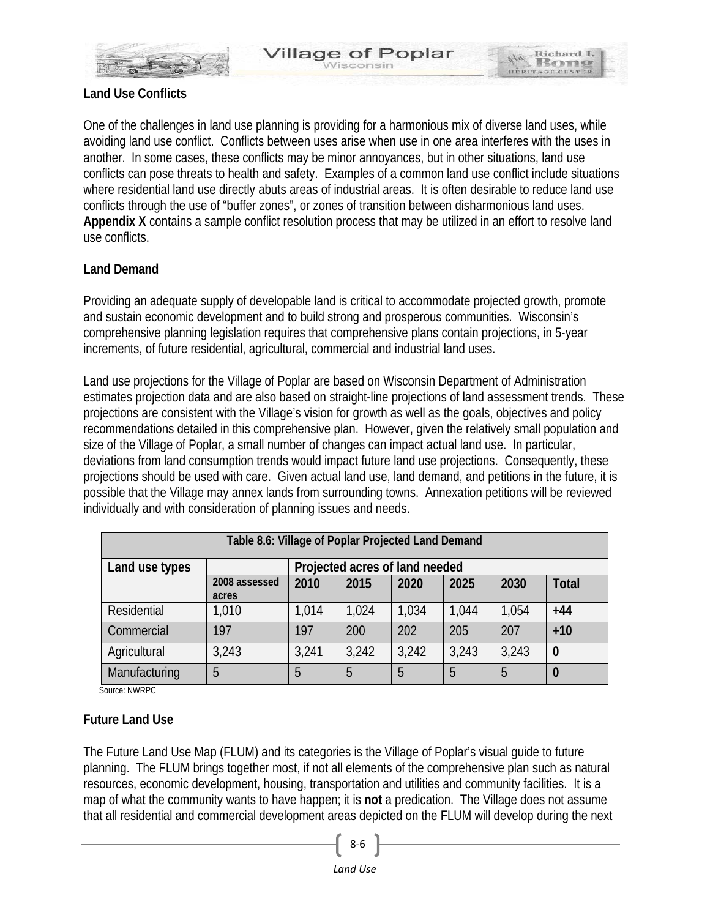### Land Use Conflicts

One of the challenges in land use planning is providing for a harmonious mix of diverse land uses, while avoiding land use conflict. Conflicts between uses arise when use in one area interferes with the uses in another. In some cases, these conflicts may be minor annoyances, but in other situations, land use conflicts can pose threats to health and safety. Examples of a common land use conflict include situations where residential land use directly abuts areas of industrial areas. It is often desirable to reduce land use conflicts through the use of "buffer zones", or zones of transition between disharmonious land uses. **Appendix X** contains a sample conflict resolution process that may be utilized in an effort to resolve land use conflicts.

### Land Demand

Providing an adequate supply of developable land is critical to accommodate projected growth, promote and sustain economic development and to build strong and prosperous communities. Wisconsin's comprehensive planning legislation requires that comprehensive plans contain projections, in 5-year increments, of future residential, agricultural, commercial and industrial land uses.

Land use projections for the Village of Poplar are based on Wisconsin Department of Administration estimates projection data and are also based on straight-line projections of land assessment trends. These projections are consistent with the Village's vision for growth as well as the goals, objectives and policy recommendations detailed in this comprehensive plan. However, given the relatively small population and size of the Village of Poplar, a small number of changes can impact actual land use. In particular, deviations from land consumption trends would impact future land use projections. Consequently, these projections should be used with care. Given actual land use, land demand, and petitions in the future, it is possible that the Village may annex lands from surrounding towns. Annexation petitions will be reviewed individually and with consideration of planning issues and needs.

**Table 8.6: Village of Poplar Projected Land Demand**

| Land use types | | Projected acres of land needed | | | | | |
|---|---|---|---|---|---|---|---|
| | 2008 assessed acres | 2010 | 2015 | 2020 | 2025 | 2030 | Total |
| Residential | 1,010 | 1,014 | 1,024 | 1,034 | 1,044 | 1,054 | **+44** |
| Commercial | 197 | 197 | 200 | 202 | 205 | 207 | **+10** |
| Agricultural | 3,243 | 3,241 | 3,242 | 3,242 | 3,243 | 3,243 | **0** |
| Manufacturing | 5 | 5 | 5 | 5 | 5 | 5 | **0** |

Source: NWRPC

### Future Land Use

The Future Land Use Map (FLUM) and its categories is the Village of Poplar's visual guide to future planning. The FLUM brings together most, if not all elements of the comprehensive plan such as natural resources, economic development, housing, transportation and utilities and community facilities. It is a map of what the community wants to have happen; it is **not** a predication. The Village does not assume that all residential and commercial development areas depicted on the FLUM will develop during the next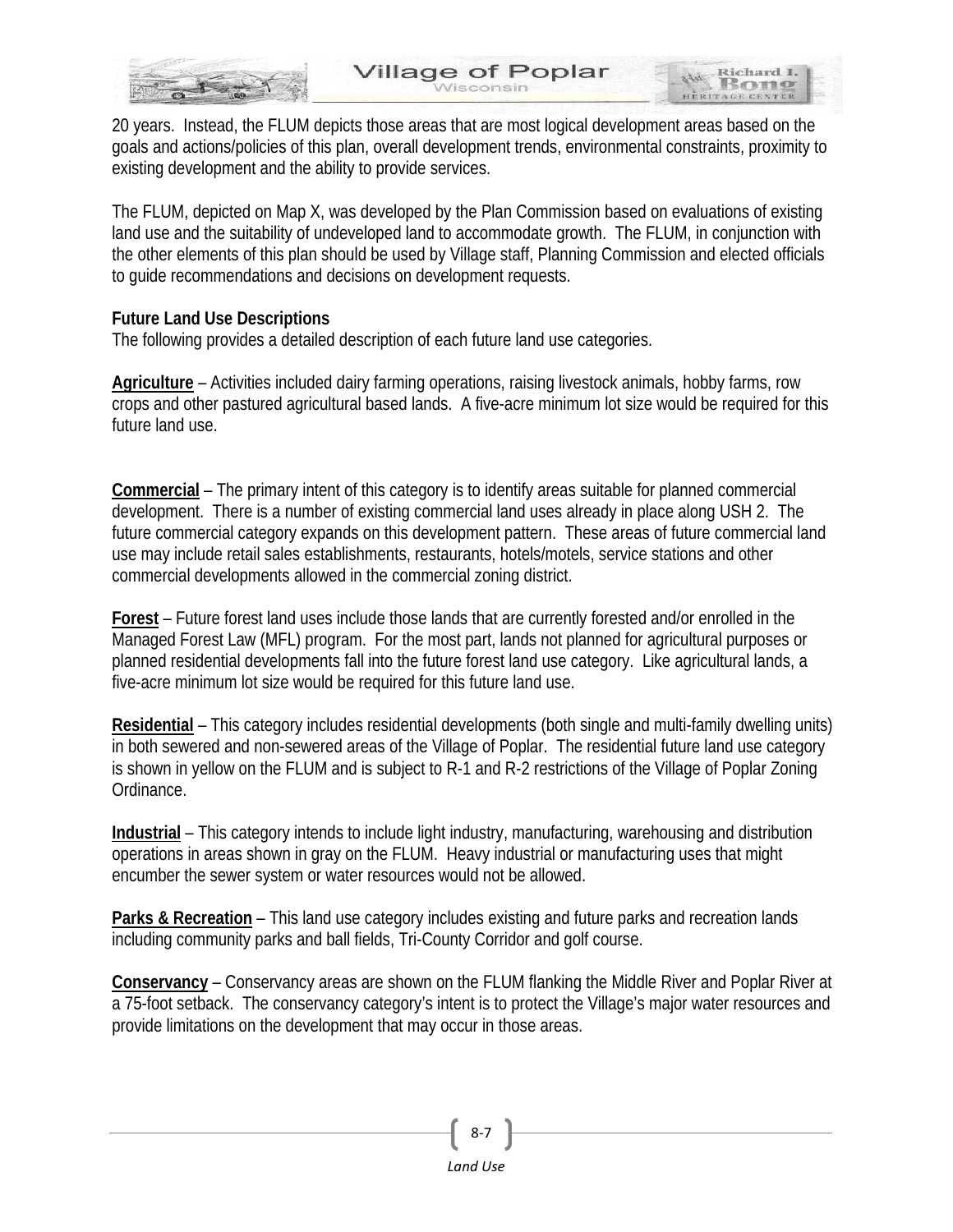20 years. Instead, the FLUM depicts those areas that are most logical development areas based on the goals and actions/policies of this plan, overall development trends, environmental constraints, proximity to existing development and the ability to provide services.

The FLUM, depicted on Map X, was developed by the Plan Commission based on evaluations of existing land use and the suitability of undeveloped land to accommodate growth. The FLUM, in conjunction with the other elements of this plan should be used by Village staff, Planning Commission and elected officials to guide recommendations and decisions on development requests.

**Future Land Use Descriptions**

The following provides a detailed description of each future land use categories.

**Agriculture** – Activities included dairy farming operations, raising livestock animals, hobby farms, row crops and other pastured agricultural based lands. A five-acre minimum lot size would be required for this future land use.

**Commercial** – The primary intent of this category is to identify areas suitable for planned commercial development. There is a number of existing commercial land uses already in place along USH 2. The future commercial category expands on this development pattern. These areas of future commercial land use may include retail sales establishments, restaurants, hotels/motels, service stations and other commercial developments allowed in the commercial zoning district.

**Forest** – Future forest land uses include those lands that are currently forested and/or enrolled in the Managed Forest Law (MFL) program. For the most part, lands not planned for agricultural purposes or planned residential developments fall into the future forest land use category. Like agricultural lands, a five-acre minimum lot size would be required for this future land use.

**Residential** – This category includes residential developments (both single and multi-family dwelling units) in both sewered and non-sewered areas of the Village of Poplar. The residential future land use category is shown in yellow on the FLUM and is subject to R-1 and R-2 restrictions of the Village of Poplar Zoning Ordinance.

**Industrial** – This category intends to include light industry, manufacturing, warehousing and distribution operations in areas shown in gray on the FLUM. Heavy industrial or manufacturing uses that might encumber the sewer system or water resources would not be allowed.

**Parks & Recreation** – This land use category includes existing and future parks and recreation lands including community parks and ball fields, Tri-County Corridor and golf course.

**Conservancy** – Conservancy areas are shown on the FLUM flanking the Middle River and Poplar River at a 75-foot setback. The conservancy category's intent is to protect the Village's major water resources and provide limitations on the development that may occur in those areas.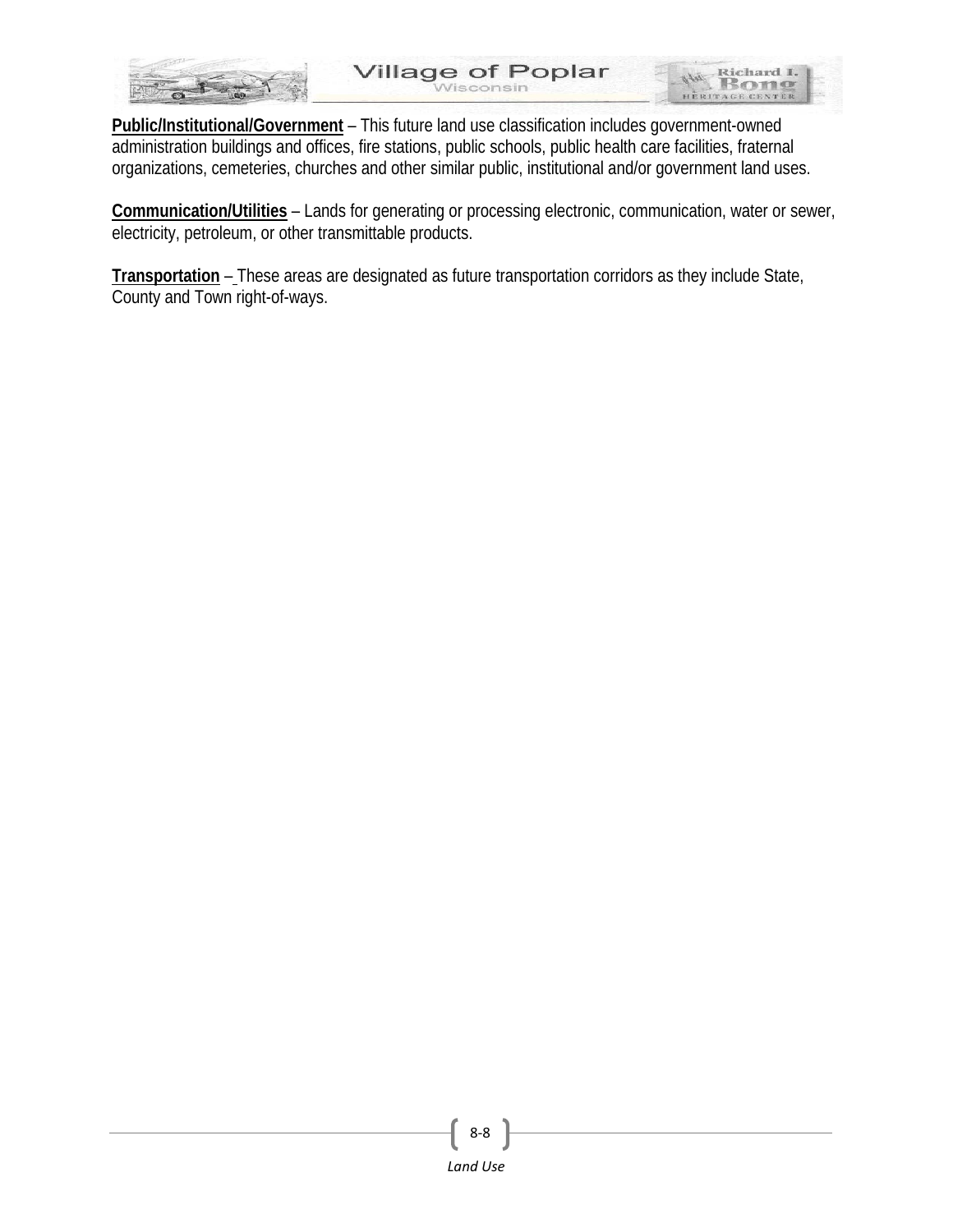**Public/Institutional/Government** – This future land use classification includes government-owned administration buildings and offices, fire stations, public schools, public health care facilities, fraternal organizations, cemeteries, churches and other similar public, institutional and/or government land uses.

**Communication/Utilities** – Lands for generating or processing electronic, communication, water or sewer, electricity, petroleum, or other transmittable products.

**Transportation** – These areas are designated as future transportation corridors as they include State, County and Town right-of-ways.